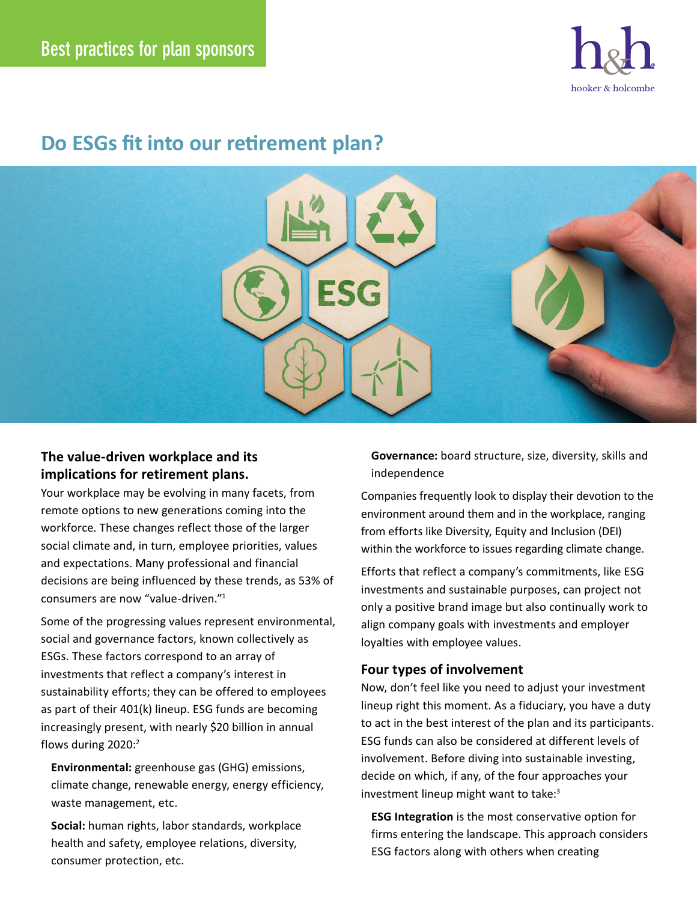Best practices for plan sponsors

# Do ESGs fit into our retirement plan?

## The value-driven workplace and its implications for retirement plans.

Your workplace may be evolving in many facets, from remote options to new generations coming into the workforce. These changes reflect those of the larger social climate and, in turn, employee priorities, values and expectations. Many professional and financial decisions are being influenced by these trends, as 53% of consumers are now "value-driven."[1]

Some of the progressing values represent environmental, social and governance factors, known collectively as ESGs. These factors correspond to an array of investments that reflect a company's interest in sustainability efforts; they can be offered to employees as part of their 401(k) lineup. ESG funds are becoming increasingly present, with nearly $20 billion in annual flows during 2020:[2]

**Environmental:** greenhouse gas (GHG) emissions, climate change, renewable energy, energy efficiency, waste management, etc.

**Social:** human rights, labor standards, workplace health and safety, employee relations, diversity, consumer protection, etc.

**Governance:** board structure, size, diversity, skills and independence

Companies frequently look to display their devotion to the environment around them and in the workplace, ranging from efforts like Diversity, Equity and Inclusion (DEI) within the workforce to issues regarding climate change.

Efforts that reflect a company's commitments, like ESG investments and sustainable purposes, can project not only a positive brand image but also continually work to align company goals with investments and employer loyalties with employee values.

### Four types of involvement

Now, don't feel like you need to adjust your investment lineup right this moment. As a fiduciary, you have a duty to act in the best interest of the plan and its participants. ESG funds can also be considered at different levels of involvement. Before diving into sustainable investing, decide on which, if any, of the four approaches your investment lineup might want to take:[3]

**ESG Integration** is the most conservative option for firms entering the landscape. This approach considers ESG factors along with others when creating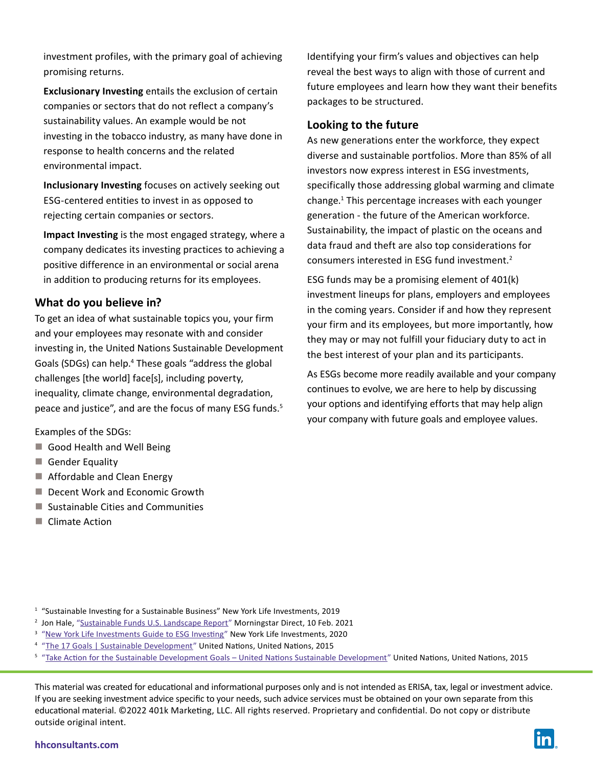investment profiles, with the primary goal of achieving promising returns.

**Exclusionary Investing** entails the exclusion of certain companies or sectors that do not reflect a company's sustainability values. An example would be not investing in the tobacco industry, as many have done in response to health concerns and the related environmental impact.

**Inclusionary Investing** focuses on actively seeking out ESG-centered entities to invest in as opposed to rejecting certain companies or sectors.

**Impact Investing** is the most engaged strategy, where a company dedicates its investing practices to achieving a positive difference in an environmental or social arena in addition to producing returns for its employees.

## What do you believe in?

To get an idea of what sustainable topics you, your firm and your employees may resonate with and consider investing in, the United Nations Sustainable Development Goals (SDGs) can help.[4] These goals "address the global challenges [the world] face[s], including poverty, inequality, climate change, environmental degradation, peace and justice", and are the focus of many ESG funds.[5]

Examples of the SDGs:

- Good Health and Well Being
- Gender Equality
- Affordable and Clean Energy
- Decent Work and Economic Growth
- Sustainable Cities and Communities
- Climate Action

Identifying your firm's values and objectives can help reveal the best ways to align with those of current and future employees and learn how they want their benefits packages to be structured.

## Looking to the future

As new generations enter the workforce, they expect diverse and sustainable portfolios. More than 85% of all investors now express interest in ESG investments, specifically those addressing global warming and climate change.[1] This percentage increases with each younger generation - the future of the American workforce. Sustainability, the impact of plastic on the oceans and data fraud and theft are also top considerations for consumers interested in ESG fund investment.[2]

ESG funds may be a promising element of 401(k) investment lineups for plans, employers and employees in the coming years. Consider if and how they represent your firm and its employees, but more importantly, how they may or may not fulfill your fiduciary duty to act in the best interest of your plan and its participants.

As ESGs become more readily available and your company continues to evolve, we are here to help by discussing your options and identifying efforts that may help align your company with future goals and employee values.

[1] "Sustainable Investing for a Sustainable Business" New York Life Investments, 2019
[2] Jon Hale, "Sustainable Funds U.S. Landscape Report" Morningstar Direct, 10 Feb. 2021
[3] "New York Life Investments Guide to ESG Investing" New York Life Investments, 2020
[4] "The 17 Goals | Sustainable Development" United Nations, United Nations, 2015
[5] "Take Action for the Sustainable Development Goals – United Nations Sustainable Development" United Nations, United Nations, 2015

This material was created for educational and informational purposes only and is not intended as ERISA, tax, legal or investment advice. If you are seeking investment advice specific to your needs, such advice services must be obtained on your own separate from this educational material. ©2022 401k Marketing, LLC. All rights reserved. Proprietary and confidential. Do not copy or distribute outside original intent.

**hhconsultants.com**